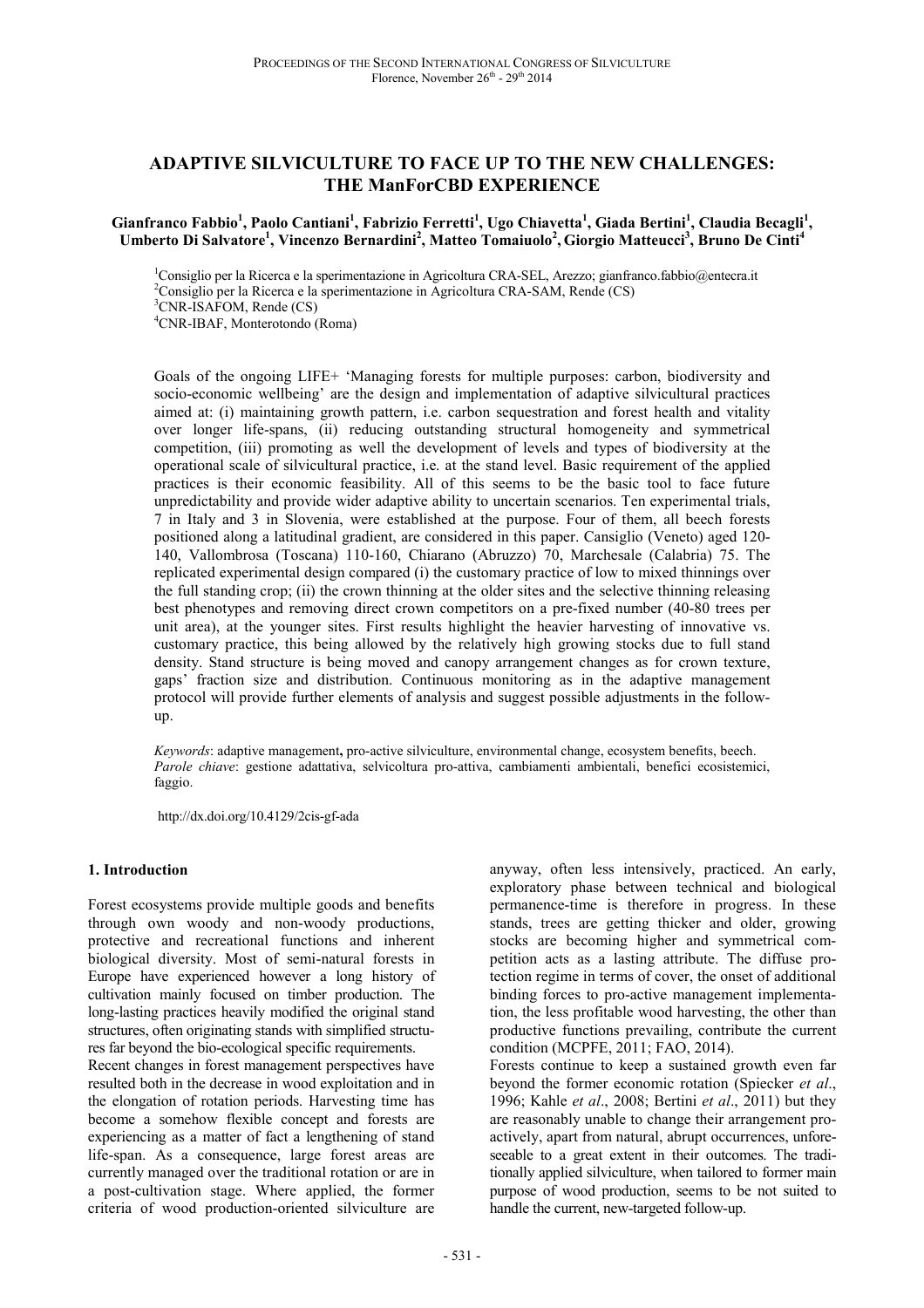# ADAPTIVE SILVICULTURE TO FACE UP TO THE NEW CHALLENGES: THE ManForCBD EXPERIENCE

**Gianfranco Fabbio[1], Paolo Cantiani[1], Fabrizio Ferretti[1], Ugo Chiavetta[1], Giada Bertini[1], Claudia Becagli[1], Umberto Di Salvatore[1], Vincenzo Bernardini[2], Matteo Tomaiuolo[2], Giorgio Matteucci[3], Bruno De Cinti[4]**

[1]Consiglio per la Ricerca e la sperimentazione in Agricoltura CRA-SEL, Arezzo; gianfranco.fabbio@entecra.it
[2]Consiglio per la Ricerca e la sperimentazione in Agricoltura CRA-SAM, Rende (CS)
[3]CNR-ISAFOM, Rende (CS)
[4]CNR-IBAF, Monterotondo (Roma)

Goals of the ongoing LIFE+ 'Managing forests for multiple purposes: carbon, biodiversity and socio-economic wellbeing' are the design and implementation of adaptive silvicultural practices aimed at: (i) maintaining growth pattern, i.e. carbon sequestration and forest health and vitality over longer life-spans, (ii) reducing outstanding structural homogeneity and symmetrical competition, (iii) promoting as well the development of levels and types of biodiversity at the operational scale of silvicultural practice, i.e. at the stand level. Basic requirement of the applied practices is their economic feasibility. All of this seems to be the basic tool to face future unpredictability and provide wider adaptive ability to uncertain scenarios. Ten experimental trials, 7 in Italy and 3 in Slovenia, were established at the purpose. Four of them, all beech forests positioned along a latitudinal gradient, are considered in this paper. Cansiglio (Veneto) aged 120-140, Vallombrosa (Toscana) 110-160, Chiarano (Abruzzo) 70, Marchesale (Calabria) 75. The replicated experimental design compared (i) the customary practice of low to mixed thinnings over the full standing crop; (ii) the crown thinning at the older sites and the selective thinning releasing best phenotypes and removing direct crown competitors on a pre-fixed number (40-80 trees per unit area), at the younger sites. First results highlight the heavier harvesting of innovative vs. customary practice, this being allowed by the relatively high growing stocks due to full stand density. Stand structure is being moved and canopy arrangement changes as for crown texture, gaps' fraction size and distribution. Continuous monitoring as in the adaptive management protocol will provide further elements of analysis and suggest possible adjustments in the follow-up.

*Keywords*: adaptive management**,** pro-active silviculture, environmental change, ecosystem benefits, beech.
*Parole chiave*: gestione adattativa, selvicoltura pro-attiva, cambiamenti ambientali, benefici ecosistemici, faggio.

http://dx.doi.org/10.4129/2cis-gf-ada

## 1. Introduction

Forest ecosystems provide multiple goods and benefits through own woody and non-woody productions, protective and recreational functions and inherent biological diversity. Most of semi-natural forests in Europe have experienced however a long history of cultivation mainly focused on timber production. The long-lasting practices heavily modified the original stand structures, often originating stands with simplified structures far beyond the bio-ecological specific requirements.

Recent changes in forest management perspectives have resulted both in the decrease in wood exploitation and in the elongation of rotation periods. Harvesting time has become a somehow flexible concept and forests are experiencing as a matter of fact a lengthening of stand life-span. As a consequence, large forest areas are currently managed over the traditional rotation or are in a post-cultivation stage. Where applied, the former criteria of wood production-oriented silviculture are anyway, often less intensively, practiced. An early, exploratory phase between technical and biological permanence-time is therefore in progress. In these stands, trees are getting thicker and older, growing stocks are becoming higher and symmetrical competition acts as a lasting attribute. The diffuse protection regime in terms of cover, the onset of additional binding forces to pro-active management implementation, the less profitable wood harvesting, the other than productive functions prevailing, contribute the current condition (MCPFE, 2011; FAO, 2014).

Forests continue to keep a sustained growth even far beyond the former economic rotation (Spiecker *et al*., 1996; Kahle *et al*., 2008; Bertini *et al*., 2011) but they are reasonably unable to change their arrangement pro-actively, apart from natural, abrupt occurrences, unforeseeable to a great extent in their outcomes. The traditionally applied silviculture, when tailored to former main purpose of wood production, seems to be not suited to handle the current, new-targeted follow-up.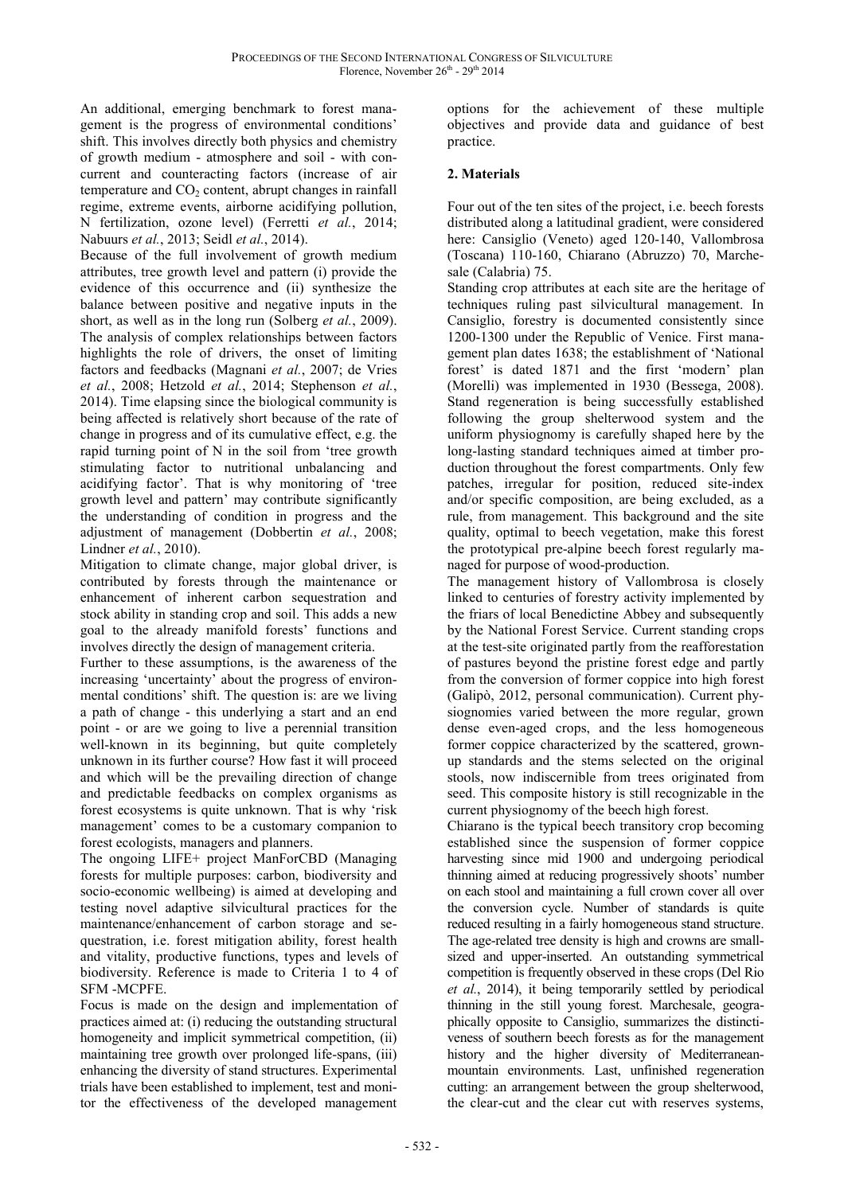An additional, emerging benchmark to forest management is the progress of environmental conditions' shift. This involves directly both physics and chemistry of growth medium - atmosphere and soil - with concurrent and counteracting factors (increase of air temperature and $CO_2$ content, abrupt changes in rainfall regime, extreme events, airborne acidifying pollution, N fertilization, ozone level) (Ferretti *et al.*, 2014; Nabuurs *et al.*, 2013; Seidl *et al.*, 2014).

Because of the full involvement of growth medium attributes, tree growth level and pattern (i) provide the evidence of this occurrence and (ii) synthesize the balance between positive and negative inputs in the short, as well as in the long run (Solberg *et al.*, 2009). The analysis of complex relationships between factors highlights the role of drivers, the onset of limiting factors and feedbacks (Magnani *et al.*, 2007; de Vries *et al.*, 2008; Hetzold *et al.*, 2014; Stephenson *et al.*, 2014). Time elapsing since the biological community is being affected is relatively short because of the rate of change in progress and of its cumulative effect, e.g. the rapid turning point of N in the soil from 'tree growth stimulating factor to nutritional unbalancing and acidifying factor'. That is why monitoring of 'tree growth level and pattern' may contribute significantly the understanding of condition in progress and the adjustment of management (Dobbertin *et al.*, 2008; Lindner *et al.*, 2010).

Mitigation to climate change, major global driver, is contributed by forests through the maintenance or enhancement of inherent carbon sequestration and stock ability in standing crop and soil. This adds a new goal to the already manifold forests' functions and involves directly the design of management criteria.

Further to these assumptions, is the awareness of the increasing 'uncertainty' about the progress of environmental conditions' shift. The question is: are we living a path of change - this underlying a start and an end point - or are we going to live a perennial transition well-known in its beginning, but quite completely unknown in its further course? How fast it will proceed and which will be the prevailing direction of change and predictable feedbacks on complex organisms as forest ecosystems is quite unknown. That is why 'risk management' comes to be a customary companion to forest ecologists, managers and planners.

The ongoing LIFE+ project ManForCBD (Managing forests for multiple purposes: carbon, biodiversity and socio-economic wellbeing) is aimed at developing and testing novel adaptive silvicultural practices for the maintenance/enhancement of carbon storage and sequestration, i.e. forest mitigation ability, forest health and vitality, productive functions, types and levels of biodiversity. Reference is made to Criteria 1 to 4 of SFM -MCPFE.

Focus is made on the design and implementation of practices aimed at: (i) reducing the outstanding structural homogeneity and implicit symmetrical competition, (ii) maintaining tree growth over prolonged life-spans, (iii) enhancing the diversity of stand structures. Experimental trials have been established to implement, test and monitor the effectiveness of the developed management options for the achievement of these multiple objectives and provide data and guidance of best practice.

## 2. Materials

Four out of the ten sites of the project, i.e. beech forests distributed along a latitudinal gradient, were considered here: Cansiglio (Veneto) aged 120-140, Vallombrosa (Toscana) 110-160, Chiarano (Abruzzo) 70, Marchesale (Calabria) 75.

Standing crop attributes at each site are the heritage of techniques ruling past silvicultural management. In Cansiglio, forestry is documented consistently since 1200-1300 under the Republic of Venice. First management plan dates 1638; the establishment of 'National forest' is dated 1871 and the first 'modern' plan (Morelli) was implemented in 1930 (Bessega, 2008). Stand regeneration is being successfully established following the group shelterwood system and the uniform physiognomy is carefully shaped here by the long-lasting standard techniques aimed at timber production throughout the forest compartments. Only few patches, irregular for position, reduced site-index and/or specific composition, are being excluded, as a rule, from management. This background and the site quality, optimal to beech vegetation, make this forest the prototypical pre-alpine beech forest regularly managed for purpose of wood-production.

The management history of Vallombrosa is closely linked to centuries of forestry activity implemented by the friars of local Benedictine Abbey and subsequently by the National Forest Service. Current standing crops at the test-site originated partly from the reafforestation of pastures beyond the pristine forest edge and partly from the conversion of former coppice into high forest (Galipò, 2012, personal communication). Current physiognomies varied between the more regular, grown dense even-aged crops, and the less homogeneous former coppice characterized by the scattered, grown-up standards and the stems selected on the original stools, now indiscernible from trees originated from seed. This composite history is still recognizable in the current physiognomy of the beech high forest.

Chiarano is the typical beech transitory crop becoming established since the suspension of former coppice harvesting since mid 1900 and undergoing periodical thinning aimed at reducing progressively shoots' number on each stool and maintaining a full crown cover all over the conversion cycle. Number of standards is quite reduced resulting in a fairly homogeneous stand structure. The age-related tree density is high and crowns are small-sized and upper-inserted. An outstanding symmetrical competition is frequently observed in these crops (Del Rio *et al.*, 2014), it being temporarily settled by periodical thinning in the still young forest. Marchesale, geographically opposite to Cansiglio, summarizes the distinctiveness of southern beech forests as for the management history and the higher diversity of Mediterranean-mountain environments. Last, unfinished regeneration cutting: an arrangement between the group shelterwood, the clear-cut and the clear cut with reserves systems,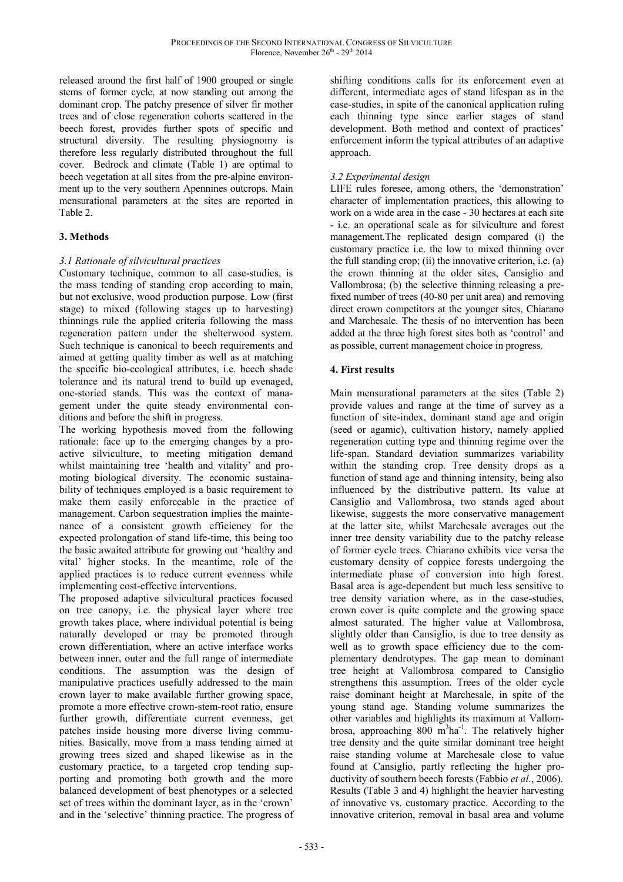released around the first half of 1900 grouped or single stems of former cycle, at now standing out among the dominant crop. The patchy presence of silver fir mother trees and of close regeneration cohorts scattered in the beech forest, provides further spots of specific and structural diversity. The resulting physiognomy is therefore less regularly distributed throughout the full cover. Bedrock and climate (Table 1) are optimal to beech vegetation at all sites from the pre-alpine environment up to the very southern Apennines outcrops. Main mensurational parameters at the sites are reported in Table 2.

## 3. Methods

### *3.1 Rationale of silvicultural practices*

Customary technique, common to all case-studies, is the mass tending of standing crop according to main, but not exclusive, wood production purpose. Low (first stage) to mixed (following stages up to harvesting) thinnings rule the applied criteria following the mass regeneration pattern under the shelterwood system. Such technique is canonical to beech requirements and aimed at getting quality timber as well as at matching the specific bio-ecological attributes, i.e. beech shade tolerance and its natural trend to build up evenaged, one-storied stands. This was the context of management under the quite steady environmental conditions and before the shift in progress.

The working hypothesis moved from the following rationale: face up to the emerging changes by a proactive silviculture, to meeting mitigation demand whilst maintaining tree 'health and vitality' and promoting biological diversity. The economic sustainability of techniques employed is a basic requirement to make them easily enforceable in the practice of management. Carbon sequestration implies the maintenance of a consistent growth efficiency for the expected prolongation of stand life-time, this being too the basic awaited attribute for growing out 'healthy and vital' higher stocks. In the meantime, role of the applied practices is to reduce current evenness while implementing cost-effective interventions.

The proposed adaptive silvicultural practices focused on tree canopy, i.e. the physical layer where tree growth takes place, where individual potential is being naturally developed or may be promoted through crown differentiation, where an active interface works between inner, outer and the full range of intermediate conditions. The assumption was the design of manipulative practices usefully addressed to the main crown layer to make available further growing space, promote a more effective crown-stem-root ratio, ensure further growth, differentiate current evenness, get patches inside housing more diverse living communities. Basically, move from a mass tending aimed at growing trees sized and shaped likewise as in the customary practice, to a targeted crop tending supporting and promoting both growth and the more balanced development of best phenotypes or a selected set of trees within the dominant layer, as in the 'crown' and in the 'selective' thinning practice. The progress of shifting conditions calls for its enforcement even at different, intermediate ages of stand lifespan as in the case-studies, in spite of the canonical application ruling each thinning type since earlier stages of stand development. Both method and context of practices' enforcement inform the typical attributes of an adaptive approach.

### *3.2 Experimental design*

LIFE rules foresee, among others, the 'demonstration' character of implementation practices, this allowing to work on a wide area in the case - 30 hectares at each site - i.e. an operational scale as for silviculture and forest management.The replicated design compared (i) the customary practice i.e. the low to mixed thinning over the full standing crop; (ii) the innovative criterion, i.e. (a) the crown thinning at the older sites, Cansiglio and Vallombrosa; (b) the selective thinning releasing a prefixed number of trees (40-80 per unit area) and removing direct crown competitors at the younger sites, Chiarano and Marchesale. The thesis of no intervention has been added at the three high forest sites both as 'control' and as possible, current management choice in progress.

## 4. First results

Main mensurational parameters at the sites (Table 2) provide values and range at the time of survey as a function of site-index, dominant stand age and origin (seed or agamic), cultivation history, namely applied regeneration cutting type and thinning regime over the life-span. Standard deviation summarizes variability within the standing crop. Tree density drops as a function of stand age and thinning intensity, being also influenced by the distributive pattern. Its value at Cansiglio and Vallombrosa, two stands aged about likewise, suggests the more conservative management at the latter site, whilst Marchesale averages out the inner tree density variability due to the patchy release of former cycle trees. Chiarano exhibits vice versa the customary density of coppice forests undergoing the intermediate phase of conversion into high forest. Basal area is age-dependent but much less sensitive to tree density variation where, as in the case-studies, crown cover is quite complete and the growing space almost saturated. The higher value at Vallombrosa, slightly older than Cansiglio, is due to tree density as well as to growth space efficiency due to the complementary dendrotypes. The gap mean to dominant tree height at Vallombrosa compared to Cansiglio strengthens this assumption. Trees of the older cycle raise dominant height at Marchesale, in spite of the young stand age. Standing volume summarizes the other variables and highlights its maximum at Vallombrosa, approaching 800 $m^3ha^{-1}$. The relatively higher tree density and the quite similar dominant tree height raise standing volume at Marchesale close to value found at Cansiglio, partly reflecting the higher productivity of southern beech forests (Fabbio *et al.*, 2006). Results (Table 3 and 4) highlight the heavier harvesting of innovative vs. customary practice. According to the innovative criterion, removal in basal area and volume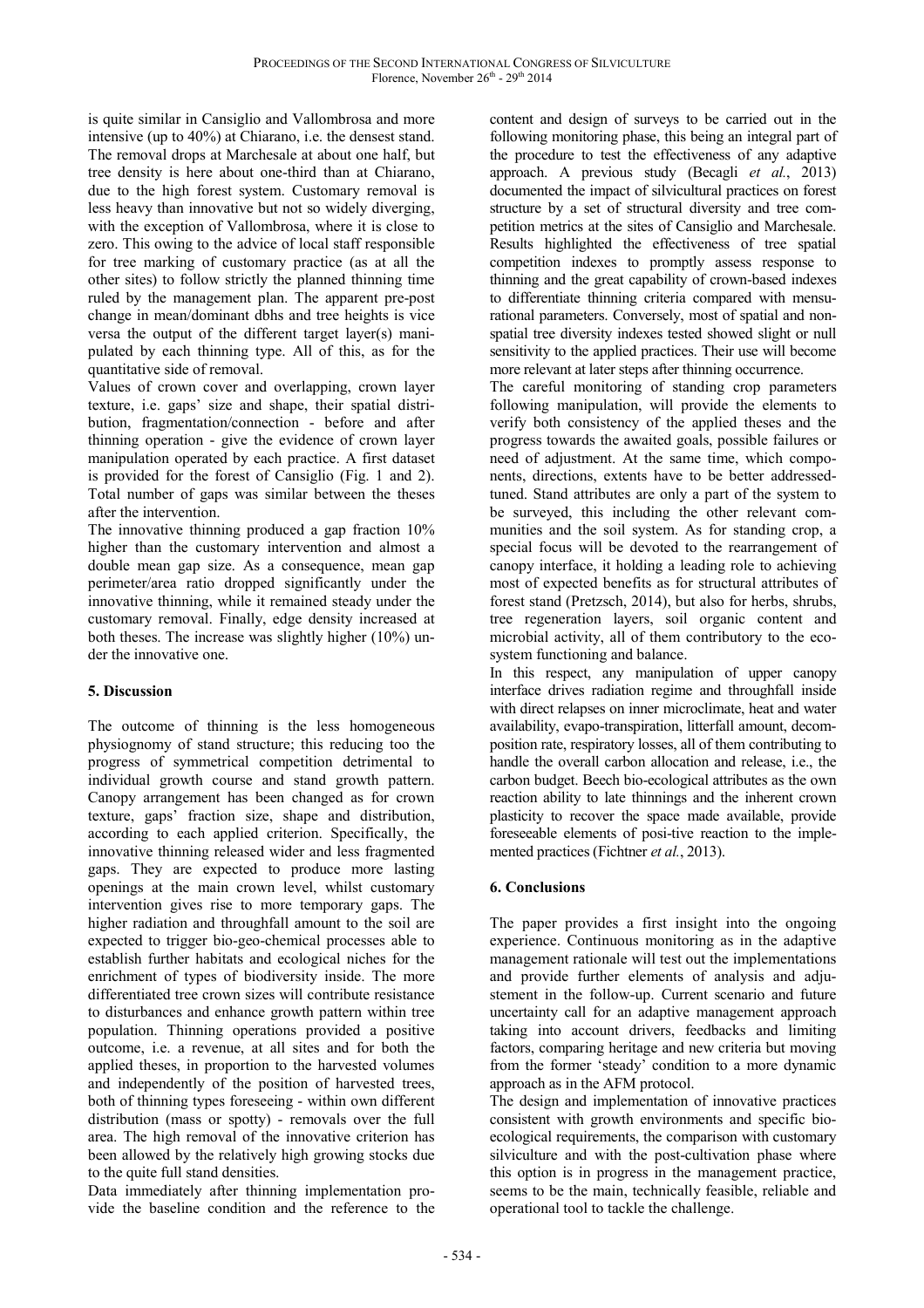is quite similar in Cansiglio and Vallombrosa and more intensive (up to 40%) at Chiarano, i.e. the densest stand. The removal drops at Marchesale at about one half, but tree density is here about one-third than at Chiarano, due to the high forest system. Customary removal is less heavy than innovative but not so widely diverging, with the exception of Vallombrosa, where it is close to zero. This owing to the advice of local staff responsible for tree marking of customary practice (as at all the other sites) to follow strictly the planned thinning time ruled by the management plan. The apparent pre-post change in mean/dominant dbhs and tree heights is vice versa the output of the different target layer(s) manipulated by each thinning type. All of this, as for the quantitative side of removal.

Values of crown cover and overlapping, crown layer texture, i.e. gaps' size and shape, their spatial distribution, fragmentation/connection - before and after thinning operation - give the evidence of crown layer manipulation operated by each practice. A first dataset is provided for the forest of Cansiglio (Fig. 1 and 2). Total number of gaps was similar between the theses after the intervention.

The innovative thinning produced a gap fraction 10% higher than the customary intervention and almost a double mean gap size. As a consequence, mean gap perimeter/area ratio dropped significantly under the innovative thinning, while it remained steady under the customary removal. Finally, edge density increased at both theses. The increase was slightly higher (10%) under the innovative one.

## 5. Discussion

The outcome of thinning is the less homogeneous physiognomy of stand structure; this reducing too the progress of symmetrical competition detrimental to individual growth course and stand growth pattern. Canopy arrangement has been changed as for crown texture, gaps' fraction size, shape and distribution, according to each applied criterion. Specifically, the innovative thinning released wider and less fragmented gaps. They are expected to produce more lasting openings at the main crown level, whilst customary intervention gives rise to more temporary gaps. The higher radiation and throughfall amount to the soil are expected to trigger bio-geo-chemical processes able to establish further habitats and ecological niches for the enrichment of types of biodiversity inside. The more differentiated tree crown sizes will contribute resistance to disturbances and enhance growth pattern within tree population. Thinning operations provided a positive outcome, i.e. a revenue, at all sites and for both the applied theses, in proportion to the harvested volumes and independently of the position of harvested trees, both of thinning types foreseeing - within own different distribution (mass or spotty) - removals over the full area. The high removal of the innovative criterion has been allowed by the relatively high growing stocks due to the quite full stand densities.

Data immediately after thinning implementation provide the baseline condition and the reference to the content and design of surveys to be carried out in the following monitoring phase, this being an integral part of the procedure to test the effectiveness of any adaptive approach. A previous study (Becagli *et al.*, 2013) documented the impact of silvicultural practices on forest structure by a set of structural diversity and tree competition metrics at the sites of Cansiglio and Marchesale. Results highlighted the effectiveness of tree spatial competition indexes to promptly assess response to thinning and the great capability of crown-based indexes to differentiate thinning criteria compared with mensurational parameters. Conversely, most of spatial and non-spatial tree diversity indexes tested showed slight or null sensitivity to the applied practices. Their use will become more relevant at later steps after thinning occurrence.

The careful monitoring of standing crop parameters following manipulation, will provide the elements to verify both consistency of the applied theses and the progress towards the awaited goals, possible failures or need of adjustment. At the same time, which components, directions, extents have to be better addressed-tuned. Stand attributes are only a part of the system to be surveyed, this including the other relevant communities and the soil system. As for standing crop, a special focus will be devoted to the rearrangement of canopy interface, it holding a leading role to achieving most of expected benefits as for structural attributes of forest stand (Pretzsch, 2014), but also for herbs, shrubs, tree regeneration layers, soil organic content and microbial activity, all of them contributory to the ecosystem functioning and balance.

In this respect, any manipulation of upper canopy interface drives radiation regime and throughfall inside with direct relapses on inner microclimate, heat and water availability, evapo-transpiration, litterfall amount, decomposition rate, respiratory losses, all of them contributing to handle the overall carbon allocation and release, i.e., the carbon budget. Beech bio-ecological attributes as the own reaction ability to late thinnings and the inherent crown plasticity to recover the space made available, provide foreseeable elements of positive reaction to the implemented practices (Fichtner *et al.*, 2013).

## 6. Conclusions

The paper provides a first insight into the ongoing experience. Continuous monitoring as in the adaptive management rationale will test out the implementations and provide further elements of analysis and adjustement in the follow-up. Current scenario and future uncertainty call for an adaptive management approach taking into account drivers, feedbacks and limiting factors, comparing heritage and new criteria but moving from the former 'steady' condition to a more dynamic approach as in the AFM protocol.

The design and implementation of innovative practices consistent with growth environments and specific bio-ecological requirements, the comparison with customary silviculture and with the post-cultivation phase where this option is in progress in the management practice, seems to be the main, technically feasible, reliable and operational tool to tackle the challenge.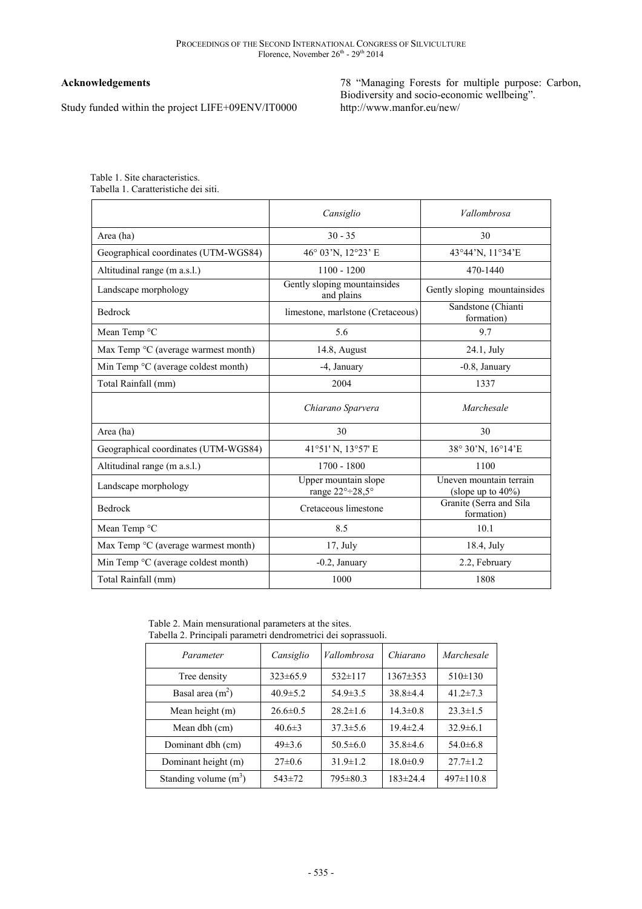## Acknowledgements

Study funded within the project LIFE+09ENV/IT0000 78 "Managing Forests for multiple purpose: Carbon, Biodiversity and socio-economic wellbeing". http://www.manfor.eu/new/

Table 1. Site characteristics.
Tabella 1. Caratteristiche dei siti.

| | *Cansiglio* | *Vallombrosa* |
|---|---|---|
| Area (ha) | 30 - 35 | 30 |
| Geographical coordinates (UTM-WGS84) | 46° 03'N, 12°23' E | 43°44'N, 11°34'E |
| Altitudinal range (m a.s.l.) | 1100 - 1200 | 470-1440 |
| Landscape morphology | Gently sloping mountainsides and plains | Gently sloping mountainsides |
| Bedrock | limestone, marlstone (Cretaceous) | Sandstone (Chianti formation) |
| Mean Temp °C | 5.6 | 9.7 |
| Max Temp °C (average warmest month) | 14.8, August | 24.1, July |
| Min Temp °C (average coldest month) | -4, January | -0.8, January |
| Total Rainfall (mm) | 2004 | 1337 |
| | *Chiarano Sparvera* | *Marchesale* |
| Area (ha) | 30 | 30 |
| Geographical coordinates (UTM-WGS84) | 41°51' N, 13°57' E | 38° 30'N, 16°14'E |
| Altitudinal range (m a.s.l.) | 1700 - 1800 | 1100 |
| Landscape morphology | Upper mountain slope range 22°÷28,5° | Uneven mountain terrain (slope up to 40%) |
| Bedrock | Cretaceous limestone | Granite (Serra and Sila formation) |
| Mean Temp °C | 8.5 | 10.1 |
| Max Temp °C (average warmest month) | 17, July | 18.4, July |
| Min Temp °C (average coldest month) | -0.2, January | 2.2, February |
| Total Rainfall (mm) | 1000 | 1808 |

Table 2. Main mensurational parameters at the sites.
Tabella 2. Principali parametri dendrometrici dei soprassuoli.

| *Parameter* | *Cansiglio* | *Vallombrosa* | *Chiarano* | *Marchesale* |
|---|---|---|---|---|
| Tree density | 323±65.9 | 532±117 | 1367±353 | 510±130 |
| Basal area ($m^2$) | 40.9±5.2 | 54.9±3.5 | 38.8±4.4 | 41.2±7.3 |
| Mean height (m) | 26.6±0.5 | 28.2±1.6 | 14.3±0.8 | 23.3±1.5 |
| Mean dbh (cm) | 40.6±3 | 37.3±5.6 | 19.4±2.4 | 32.9±6.1 |
| Dominant dbh (cm) | 49±3.6 | 50.5±6.0 | 35.8±4.6 | 54.0±6.8 |
| Dominant height (m) | 27±0.6 | 31.9±1.2 | 18.0±0.9 | 27.7±1.2 |
| Standing volume ($m^3$) | 543±72 | 795±80.3 | 183±24.4 | 497±110.8 |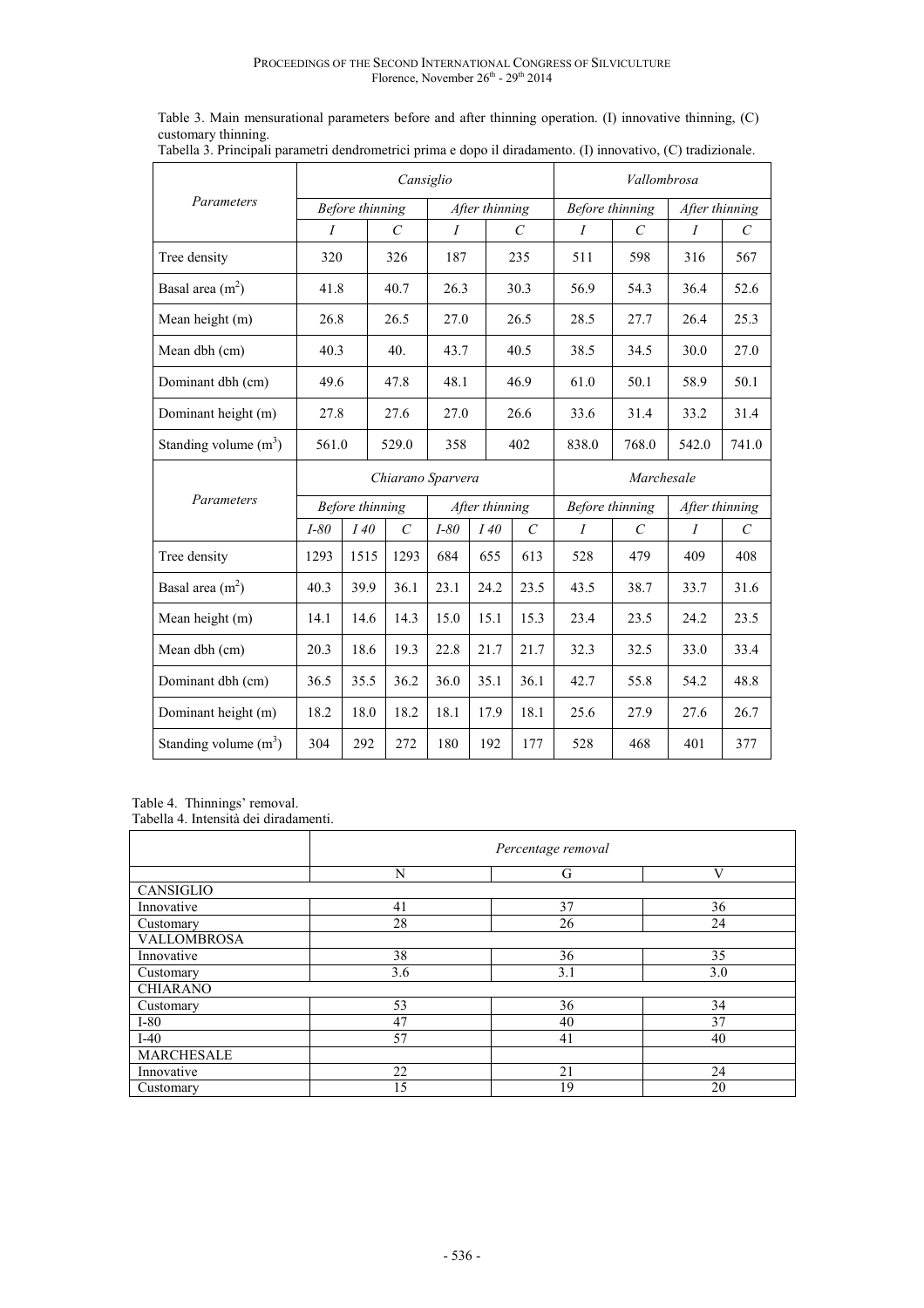Table 3. Main mensurational parameters before and after thinning operation. (I) innovative thinning, (C) customary thinning.
Tabella 3. Principali parametri dendrometrici prima e dopo il diradamento. (I) innovativo, (C) tradizionale.

| *Parameters* | *Cansiglio* | | | | *Vallombrosa* | | | |
|---|---|---|---|---|---|---|---|---|
| | *Before thinning* | | *After thinning* | | *Before thinning* | | *After thinning* | |
| | *I* | *C* | *I* | *C* | *I* | *C* | *I* | *C* |
| Tree density | 320 | 326 | 187 | 235 | 511 | 598 | 316 | 567 |
| Basal area ($m^2$) | 41.8 | 40.7 | 26.3 | 30.3 | 56.9 | 54.3 | 36.4 | 52.6 |
| Mean height (m) | 26.8 | 26.5 | 27.0 | 26.5 | 28.5 | 27.7 | 26.4 | 25.3 |
| Mean dbh (cm) | 40.3 | 40. | 43.7 | 40.5 | 38.5 | 34.5 | 30.0 | 27.0 |
| Dominant dbh (cm) | 49.6 | 47.8 | 48.1 | 46.9 | 61.0 | 50.1 | 58.9 | 50.1 |
| Dominant height (m) | 27.8 | 27.6 | 27.0 | 26.6 | 33.6 | 31.4 | 33.2 | 31.4 |
| Standing volume ($m^3$) | 561.0 | 529.0 | 358 | 402 | 838.0 | 768.0 | 542.0 | 741.0 |

| *Parameters* | *Chiarano Sparvera* | | | | | | *Marchesale* | | | |
|---|---|---|---|---|---|---|---|---|---|---|
| | *Before thinning* | | | *After thinning* | | | *Before thinning* | | *After thinning* | |
| | *I-80* | *I 40* | *C* | *I-80* | *I 40* | *C* | *I* | *C* | *I* | *C* |
| Tree density | 1293 | 1515 | 1293 | 684 | 655 | 613 | 528 | 479 | 409 | 408 |
| Basal area ($m^2$) | 40.3 | 39.9 | 36.1 | 23.1 | 24.2 | 23.5 | 43.5 | 38.7 | 33.7 | 31.6 |
| Mean height (m) | 14.1 | 14.6 | 14.3 | 15.0 | 15.1 | 15.3 | 23.4 | 23.5 | 24.2 | 23.5 |
| Mean dbh (cm) | 20.3 | 18.6 | 19.3 | 22.8 | 21.7 | 21.7 | 32.3 | 32.5 | 33.0 | 33.4 |
| Dominant dbh (cm) | 36.5 | 35.5 | 36.2 | 36.0 | 35.1 | 36.1 | 42.7 | 55.8 | 54.2 | 48.8 |
| Dominant height (m) | 18.2 | 18.0 | 18.2 | 18.1 | 17.9 | 18.1 | 25.6 | 27.9 | 27.6 | 26.7 |
| Standing volume ($m^3$) | 304 | 292 | 272 | 180 | 192 | 177 | 528 | 468 | 401 | 377 |

Table 4. Thinnings' removal.
Tabella 4. Intensità dei diradamenti.

| | *Percentage removal* | | |
|---|---|---|---|
| | N | G | V |
| CANSIGLIO | | | |
| Innovative | 41 | 37 | 36 |
| Customary | 28 | 26 | 24 |
| VALLOMBROSA | | | |
| Innovative | 38 | 36 | 35 |
| Customary | 3.6 | 3.1 | 3.0 |
| CHIARANO | | | |
| Customary | 53 | 36 | 34 |
| I-80 | 47 | 40 | 37 |
| I-40 | 57 | 41 | 40 |
| MARCHESALE | | | |
| Innovative | 22 | 21 | 24 |
| Customary | 15 | 19 | 20 |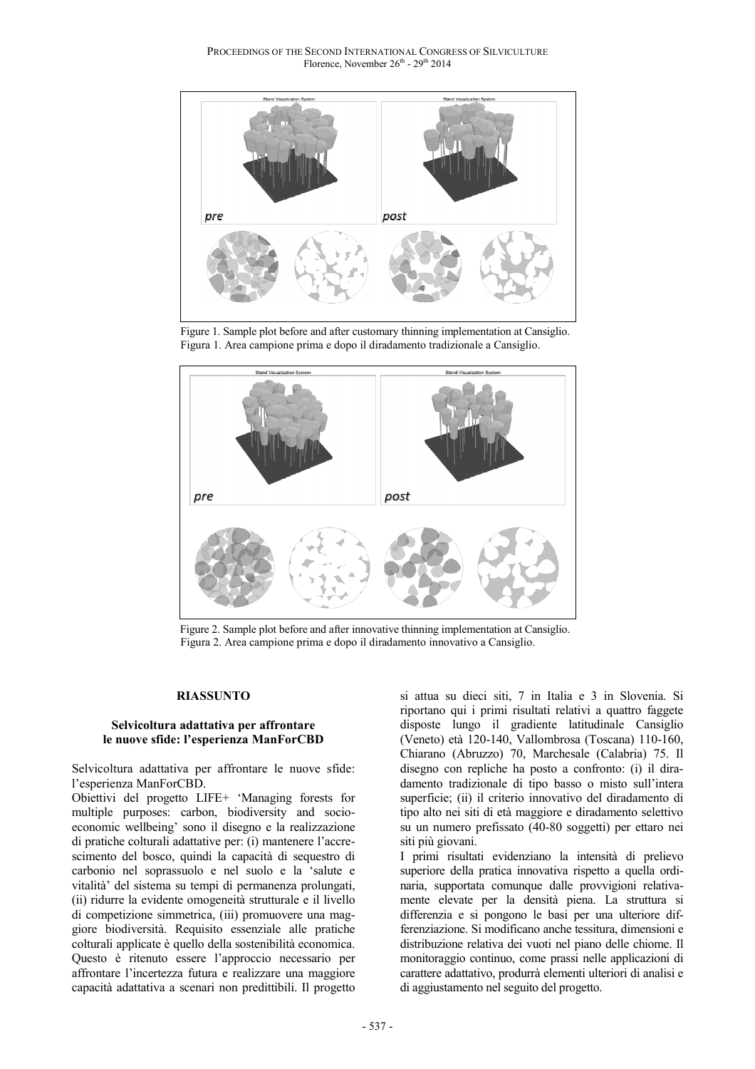Figure 1. Sample plot before and after customary thinning implementation at Cansiglio.
Figura 1. Area campione prima e dopo il diradamento tradizionale a Cansiglio.

Figure 2. Sample plot before and after innovative thinning implementation at Cansiglio.
Figura 2. Area campione prima e dopo il diradamento innovativo a Cansiglio.

## RIASSUNTO

### Selvicoltura adattativa per affrontare le nuove sfide: l'esperienza ManForCBD

Selvicoltura adattativa per affrontare le nuove sfide: l'esperienza ManForCBD.

Obiettivi del progetto LIFE+ 'Managing forests for multiple purposes: carbon, biodiversity and socio-economic wellbeing' sono il disegno e la realizzazione di pratiche colturali adattative per: (i) mantenere l'accrescimento del bosco, quindi la capacità di sequestro di carbonio nel soprassuolo e nel suolo e la 'salute e vitalità' del sistema su tempi di permanenza prolungati, (ii) ridurre la evidente omogeneità strutturale e il livello di competizione simmetrica, (iii) promuovere una maggiore biodiversità. Requisito essenziale alle pratiche colturali applicate è quello della sostenibilità economica. Questo è ritenuto essere l'approccio necessario per affrontare l'incertezza futura e realizzare una maggiore capacità adattativa a scenari non predittibili. Il progetto si attua su dieci siti, 7 in Italia e 3 in Slovenia. Si riportano qui i primi risultati relativi a quattro faggete disposte lungo il gradiente latitudinale Cansiglio (Veneto) età 120-140, Vallombrosa (Toscana) 110-160, Chiarano (Abruzzo) 70, Marchesale (Calabria) 75. Il disegno con repliche ha posto a confronto: (i) il diradamento tradizionale di tipo basso o misto sull'intera superficie; (ii) il criterio innovativo del diradamento di tipo alto nei siti di età maggiore e diradamento selettivo su un numero prefissato (40-80 soggetti) per ettaro nei siti più giovani.

I primi risultati evidenziano la intensità di prelievo superiore della pratica innovativa rispetto a quella ordinaria, supportata comunque dalle provvigioni relativamente elevate per la densità piena. La struttura si differenzia e si pongono le basi per una ulteriore differenziazione. Si modificano anche tessitura, dimensioni e distribuzione relativa dei vuoti nel piano delle chiome. Il monitoraggio continuo, come prassi nelle applicazioni di carattere adattativo, produrrà elementi ulteriori di analisi e di aggiustamento nel seguito del progetto.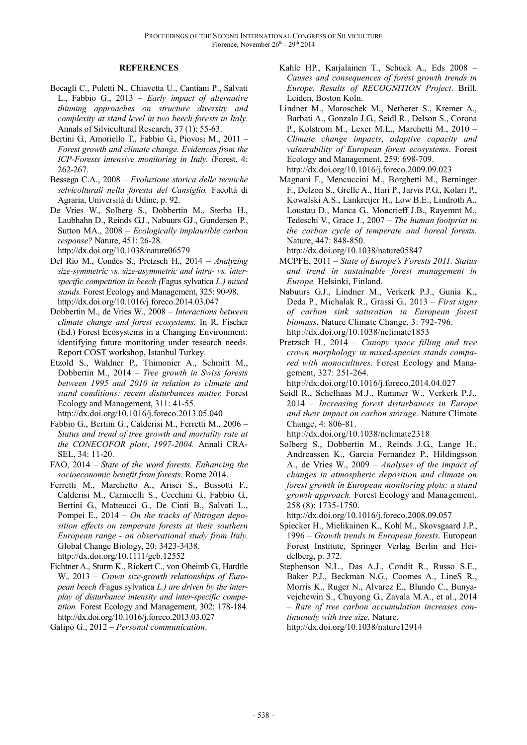## REFERENCES

Becagli C., Puletti N., Chiavetta U., Cantiani P., Salvati L., Fabbio G., 2013 – *Early impact of alternative thinning approaches on structure diversity and complexity at stand level in two beech forests in Italy.* Annals of Silvicultural Research, 37 (1): 55-63.

Bertini G., Amoriello T., Fabbio G., Piovosi M., 2011 – *Forest growth and climate change. Evidences from the ICP-Forests intensive monitoring in Italy. i*Forest, 4: 262-267.

Bessega C.A., 2008 – *Evoluzione storica delle tecniche selvicolturali nella foresta del Cansiglio.* Facoltà di Agraria, Università di Udine, p. 92.

De Vries W., Solberg S., Dobbertin M., Sterba H., Laubhahn D., Reinds G.J., Nabuurs GJ., Gundersen P., Sutton MA., 2008 – *Ecologically implausible carbon response?* Nature, 451: 26-28. http://dx.doi.org/10.1038/nature06579

Del Río M., Condés S., Pretzsch H., 2014 – *Analyzing size-symmetric vs. size-asymmetric and intra- vs. inter-specific competition in beech (*Fagus sylvatica *L.) mixed stands.* Forest Ecology and Management, 325: 90-98. http://dx.doi.org/10.1016/j.foreco.2014.03.047

Dobbertin M., de Vries W., 2008 – *Interactions between climate change and forest ecosystems.* In R. Fischer (Ed.) Forest Ecosystems in a Changing Environment: identifying future monitoring under research needs. Report COST workshop, Istanbul Turkey.

Etzold S., Waldner P., Thimonier A., Schmitt M., Dobbertin M., 2014 – *Tree growth in Swiss forests between 1995 and 2010 in relation to climate and stand conditions: recent disturbances matter.* Forest Ecology and Management, 311: 41-55. http://dx.doi.org/10.1016/j.foreco.2013.05.040

Fabbio G., Bertini G., Calderisi M., Ferretti M., 2006 – *Status and trend of tree growth and mortality rate at the CONECOFOR plots*, *1997-2004.* Annali CRA-SEL, 34: 11-20.

FAO, 2014 – *State of the word forests. Enhancing the socioeconomic benefit from forests*. Rome 2014.

Ferretti M., Marchetto A., Arisci S., Bussotti F., Calderisi M., Carnicelli S., Cecchini G., Fabbio G., Bertini G., Matteucci G., De Cinti B., Salvati L., Pompei E., 2014 – *On the tracks of Nitrogen deposition effects on temperate forests at their southern European range - an observational study from Italy.* Global Change Biology, 20: 3423-3438. http://dx.doi.org/10.1111/gcb.12552

Fichtner A., Sturm K., Rickert C., von Oheimb G., Hardtle W., 2013 – *Crown size-growth relationships of European beech (*Fagus sylvatica *L.) are driven by the interplay of disturbance intensity and inter-specific competition.* Forest Ecology and Management, 302: 178-184. http://dx.doi.org/10.1016/j.foreco.2013.03.027

Galipò G., 2012 – *Personal communication*.

Kahle HP., Karjalainen T., Schuck A., Eds 2008 – *Causes and consequences of forest growth trends in Europe*. *Results of RECOGNITION Project*. Brill, Leiden, Boston Koln.

Lindner M., Maroschek M., Netherer S., Kremer A., Barbati A., Gonzalo J.G., Seidl R., Delson S., Corona P., Kolstrom M., Lexer M.L., Marchetti M., 2010 – *Climate change impacts*, *adaptive capacity and vulnerability of European forest ecosystems.* Forest Ecology and Management, 259: 698-709. http://dx.doi.org/10.1016/j.foreco.2009.09.023

Magnani F., Mencuccini M., Borghetti M., Berninger F., Delzon S., Grelle A., Hari P., Jarvis P.G., Kolari P., Kowalski A.S., Lankreijer H., Low B.E., Lindroth A., Loustau D., Manca G., Moncrieff J.B., Rayemnt M., Tedeschi V., Grace J., 2007 – *The human footprint in the carbon cycle of temperate and boreal forests*. Nature, 447: 848-850. http://dx.doi.org/10.1038/nature05847

MCPFE, 2011 – *State of Europe's Forests 2011. Status and trend in sustainable forest management in Europe.* Helsinki, Finland.

Nabuurs G.J., Lindner M., Verkerk P.J., Gunia K., Deda P., Michalak R., Grassi G., 2013 – *First signs of carbon sink saturation in European forest biomass*, Nature Climate Change, 3: 792-796. http://dx.doi.org/10.1038/nclimate1853

Pretzsch H., 2014 – *Canopy space filling and tree crown morphology in mixed-species stands compared with monocultures*. Forest Ecology and Management, 327: 251-264. http://dx.doi.org/10.1016/j.foreco.2014.04.027

Seidl R., Schelhaas M.J., Rammer W., Verkerk P.J., 2014 – *Increasing forest disturbances in Europe and their impact on carbon storage.* Nature Climate Change, 4: 806-81. http://dx.doi.org/10.1038/nclimate2318

Solberg S., Dobbertin M., Reinds J.G., Lange H., Andreassen K., Garcia Fernandez P., Hildingsson A., de Vries W., 2009 – *Analyses of the impact of changes in atmospheric deposition and climate on forest growth in European monitoring plots: a stand growth approach.* Forest Ecology and Management, 258 (8): 1735-1750. http://dx.doi.org/10.1016/j.foreco.2008.09.057

Spiecker H., Mielikainen K., Kohl M., Skovsgaard J.P., 1996 – *Growth trends in European forests*. European Forest Institute, Springer Verlag Berlin and Heidelberg, p. 372.

Stephenson N.L., Das A.J., Condit R., Russo S.E., Baker P.J., Beckman N.G., Coomes A., LineS R., Morris K., Ruger N., Alvarez E., Blundo C., Bunyavejchewin S., Chuyong G., Zavala M.A., et al., 2014 – *Rate of tree carbon accumulation increases continuously with tree size.* Nature. http://dx.doi.org/10.1038/nature12914